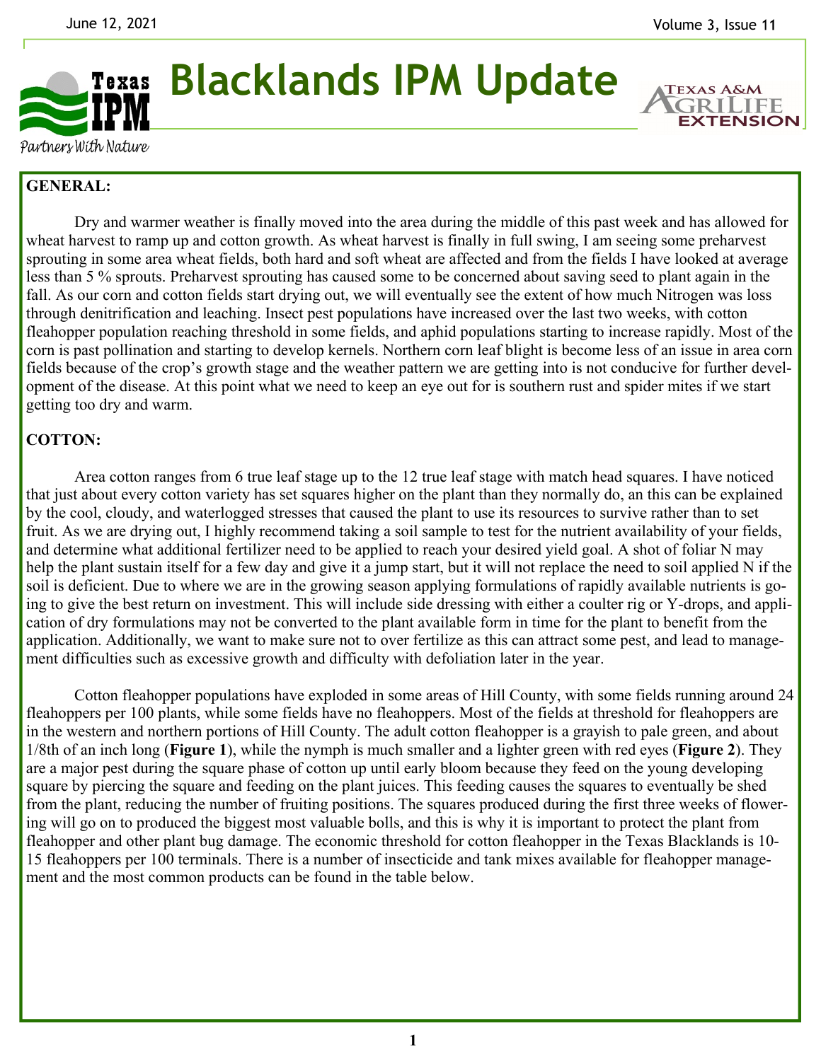# Blacklands IPM Update

**GENERAL:**

Dry and warmer weather is finally moved into the area during the middle of this past week and has allowed for wheat harvest to ramp up and cotton growth. As wheat harvest is finally in full swing, I am seeing some preharvest sprouting in some area wheat fields, both hard and soft wheat are affected and from the fields I have looked at average less than 5 % sprouts. Preharvest sprouting has caused some to be concerned about saving seed to plant again in the fall. As our corn and cotton fields start drying out, we will eventually see the extent of how much Nitrogen was loss through denitrification and leaching. Insect pest populations have increased over the last two weeks, with cotton fleahopper population reaching threshold in some fields, and aphid populations starting to increase rapidly. Most of the corn is past pollination and starting to develop kernels. Northern corn leaf blight is become less of an issue in area corn fields because of the crop's growth stage and the weather pattern we are getting into is not conducive for further development of the disease. At this point what we need to keep an eye out for is southern rust and spider mites if we start getting too dry and warm.

**COTTON:**

Area cotton ranges from 6 true leaf stage up to the 12 true leaf stage with match head squares. I have noticed that just about every cotton variety has set squares higher on the plant than they normally do, an this can be explained by the cool, cloudy, and waterlogged stresses that caused the plant to use its resources to survive rather than to set fruit. As we are drying out, I highly recommend taking a soil sample to test for the nutrient availability of your fields, and determine what additional fertilizer need to be applied to reach your desired yield goal. A shot of foliar N may help the plant sustain itself for a few day and give it a jump start, but it will not replace the need to soil applied N if the soil is deficient. Due to where we are in the growing season applying formulations of rapidly available nutrients is going to give the best return on investment. This will include side dressing with either a coulter rig or Y-drops, and application of dry formulations may not be converted to the plant available form in time for the plant to benefit from the application. Additionally, we want to make sure not to over fertilize as this can attract some pest, and lead to management difficulties such as excessive growth and difficulty with defoliation later in the year.

Cotton fleahopper populations have exploded in some areas of Hill County, with some fields running around 24 fleahoppers per 100 plants, while some fields have no fleahoppers. Most of the fields at threshold for fleahoppers are in the western and northern portions of Hill County. The adult cotton fleahopper is a grayish to pale green, and about 1/8th of an inch long (**Figure 1**), while the nymph is much smaller and a lighter green with red eyes (**Figure 2**). They are a major pest during the square phase of cotton up until early bloom because they feed on the young developing square by piercing the square and feeding on the plant juices. This feeding causes the squares to eventually be shed from the plant, reducing the number of fruiting positions. The squares produced during the first three weeks of flowering will go on to produced the biggest most valuable bolls, and this is why it is important to protect the plant from fleahopper and other plant bug damage. The economic threshold for cotton fleahopper in the Texas Blacklands is 10-15 fleahoppers per 100 terminals. There is a number of insecticide and tank mixes available for fleahopper management and the most common products can be found in the table below.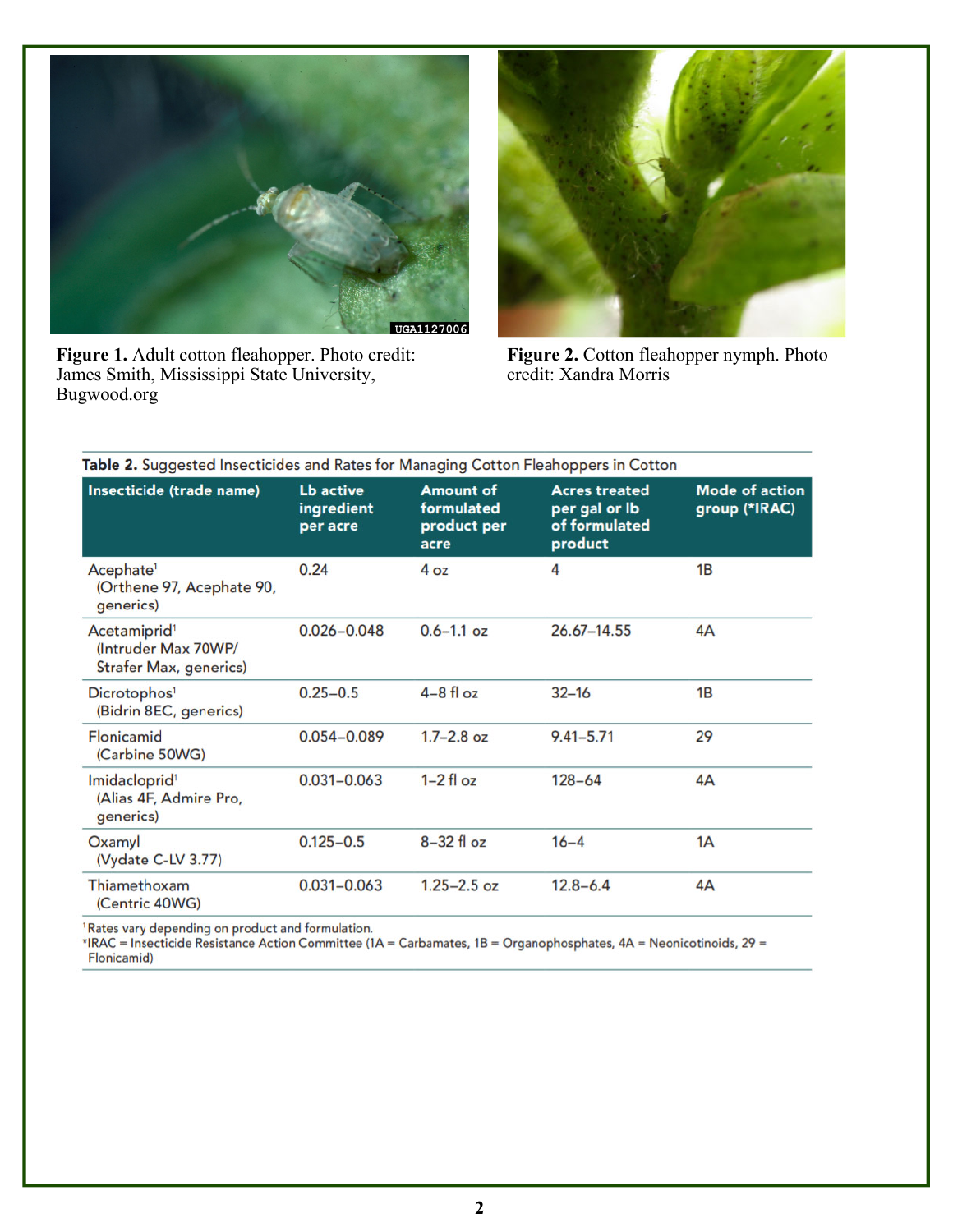**Figure 1.** Adult cotton fleahopper. Photo credit: James Smith, Mississippi State University, Bugwood.org

**Figure 2.** Cotton fleahopper nymph. Photo credit: Xandra Morris

**Table 2.** Suggested Insecticides and Rates for Managing Cotton Fleahoppers in Cotton

| Insecticide (trade name) | Lb active ingredient per acre | Amount of formulated product per acre | Acres treated per gal or lb of formulated product | Mode of action group (*IRAC) |
|---|---|---|---|---|
| Acephate[1] (Orthene 97, Acephate 90, generics) | 0.24 | 4 oz | 4 | 1B |
| Acetamiprid[1] (Intruder Max 70WP/ Strafer Max, generics) | 0.026–0.048 | 0.6–1.1 oz | 26.67–14.55 | 4A |
| Dicrotophos[1] (Bidrin 8EC, generics) | 0.25–0.5 | 4–8 fl oz | 32–16 | 1B |
| Flonicamid (Carbine 50WG) | 0.054–0.089 | 1.7–2.8 oz | 9.41–5.71 | 29 |
| Imidacloprid[1] (Alias 4F, Admire Pro, generics) | 0.031–0.063 | 1–2 fl oz | 128–64 | 4A |
| Oxamyl (Vydate C-LV 3.77) | 0.125–0.5 | 8–32 fl oz | 16–4 | 1A |
| Thiamethoxam (Centric 40WG) | 0.031–0.063 | 1.25–2.5 oz | 12.8–6.4 | 4A |

[1] Rates vary depending on product and formulation.
*IRAC = Insecticide Resistance Action Committee (1A = Carbamates, 1B = Organophosphates, 4A = Neonicotinoids, 29 = Flonicamid)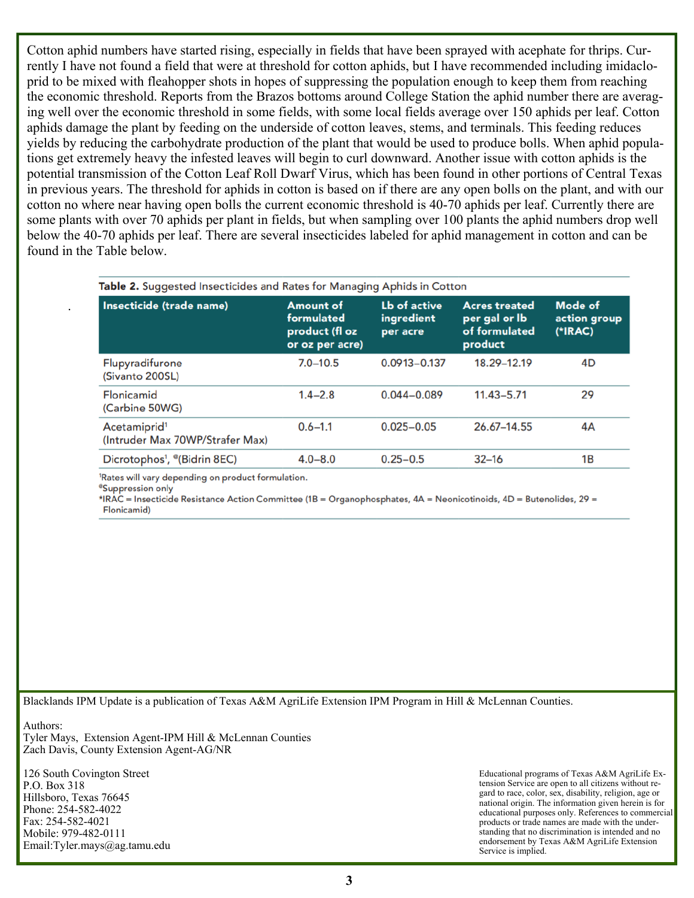Cotton aphid numbers have started rising, especially in fields that have been sprayed with acephate for thrips. Currently I have not found a field that were at threshold for cotton aphids, but I have recommended including imidacloprid to be mixed with fleahopper shots in hopes of suppressing the population enough to keep them from reaching the economic threshold. Reports from the Brazos bottoms around College Station the aphid number there are averaging well over the economic threshold in some fields, with some local fields average over 150 aphids per leaf. Cotton aphids damage the plant by feeding on the underside of cotton leaves, stems, and terminals. This feeding reduces yields by reducing the carbohydrate production of the plant that would be used to produce bolls. When aphid populations get extremely heavy the infested leaves will begin to curl downward. Another issue with cotton aphids is the potential transmission of the Cotton Leaf Roll Dwarf Virus, which has been found in other portions of Central Texas in previous years. The threshold for aphids in cotton is based on if there are any open bolls on the plant, and with our cotton no where near having open bolls the current economic threshold is 40-70 aphids per leaf. Currently there are some plants with over 70 aphids per plant in fields, but when sampling over 100 plants the aphid numbers drop well below the 40-70 aphids per leaf. There are several insecticides labeled for aphid management in cotton and can be found in the Table below.

**Table 2.** Suggested Insecticides and Rates for Managing Aphids in Cotton

| Insecticide (trade name) | Amount of formulated product (fl oz or oz per acre) | Lb of active ingredient per acre | Acres treated per gal or lb of formulated product | Mode of action group (*IRAC) |
|---|---|---|---|---|
| Flupyradifurone (Sivanto 200SL) | 7.0–10.5 | 0.0913–0.137 | 18.29–12.19 | 4D |
| Flonicamid (Carbine 50WG) | 1.4–2.8 | 0.044–0.089 | 11.43–5.71 | 29 |
| Acetamiprid[1] (Intruder Max 70WP/Strafer Max) | 0.6–1.1 | 0.025–0.05 | 26.67–14.55 | 4A |
| Dicrotophos[1], [@] (Bidrin 8EC) | 4.0–8.0 | 0.25–0.5 | 32–16 | 1B |

[1]Rates will vary depending on product formulation.
[@]Suppression only
*IRAC = Insecticide Resistance Action Committee (1B = Organophosphates, 4A = Neonicotinoids, 4D = Butenolides, 29 = Flonicamid)

Blacklands IPM Update is a publication of Texas A&M AgriLife Extension IPM Program in Hill & McLennan Counties.

Authors:
Tyler Mays, Extension Agent-IPM Hill & McLennan Counties
Zach Davis, County Extension Agent-AG/NR

126 South Covington Street
P.O. Box 318
Hillsboro, Texas 76645
Phone: 254-582-4022
Fax: 254-582-4021
Mobile: 979-482-0111
Email:Tyler.mays@ag.tamu.edu

Educational programs of Texas A&M AgriLife Extension Service are open to all citizens without regard to race, color, sex, disability, religion, age or national origin. The information given herein is for educational purposes only. References to commercial products or trade names are made with the understanding that no discrimination is intended and no endorsement by Texas A&M AgriLife Extension Service is implied.